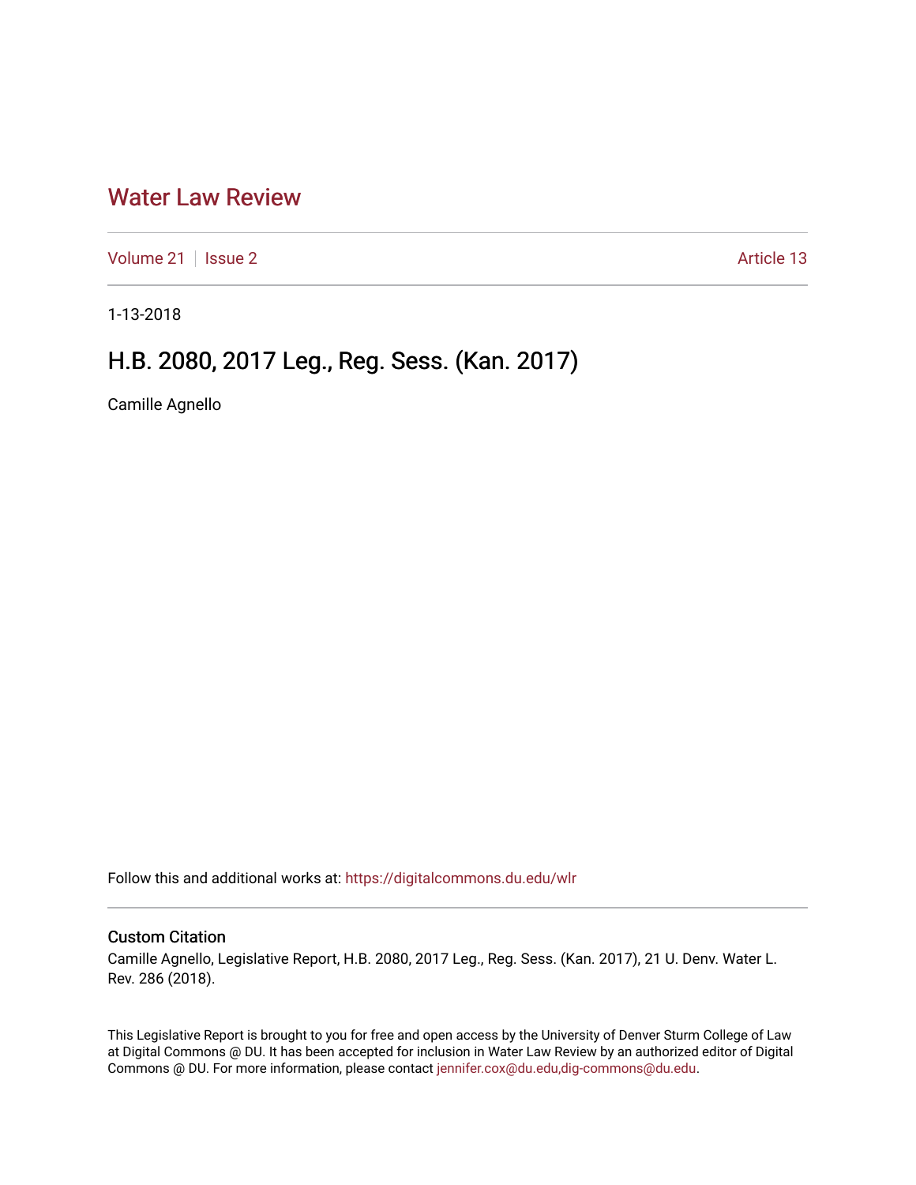# Water Law Review

Volume 21 | Issue 2 — Article 13

1-13-2018

## H.B. 2080, 2017 Leg., Reg. Sess. (Kan. 2017)

Camille Agnello

Follow this and additional works at: https://digitalcommons.du.edu/wlr

### Custom Citation

Camille Agnello, Legislative Report, H.B. 2080, 2017 Leg., Reg. Sess. (Kan. 2017), 21 U. Denv. Water L. Rev. 286 (2018).

This Legislative Report is brought to you for free and open access by the University of Denver Sturm College of Law at Digital Commons @ DU. It has been accepted for inclusion in Water Law Review by an authorized editor of Digital Commons @ DU. For more information, please contact jennifer.cox@du.edu,dig-commons@du.edu.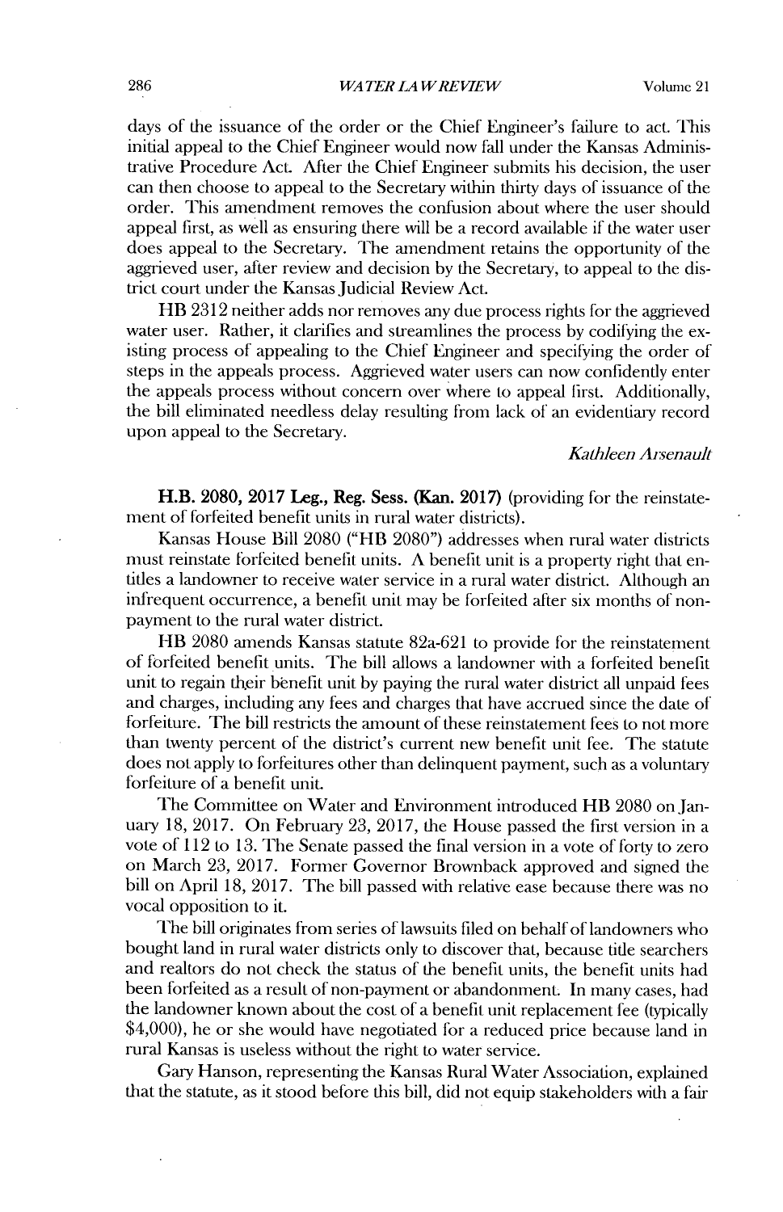days of the issuance of the order or the Chief Engineer's failure to act. This initial appeal to the Chief Engineer would now fall under the Kansas Administrative Procedure Act. After the Chief Engineer submits his decision, the user can then choose to appeal to the Secretary within thirty days of issuance of the order. This amendment removes the confusion about where the user should appeal first, as well as ensuring there will be a record available if the water user does appeal to the Secretary. The amendment retains the opportunity of the aggrieved user, after review and decision by the Secretary, to appeal to the district court under the Kansas Judicial Review Act.

HB 2312 neither adds nor removes any due process rights for the aggrieved water user. Rather, it clarifies and streamlines the process by codifying the existing process of appealing to the Chief Engineer and specifying the order of steps in the appeals process. Aggrieved water users can now confidently enter the appeals process without concern over where to appeal first. Additionally, the bill eliminated needless delay resulting from lack of an evidentiary record upon appeal to the Secretary.

*Kathleen Arsenault*

**H.B. 2080, 2017 Leg., Reg. Sess. (Kan. 2017)** (providing for the reinstatement of forfeited benefit units in rural water districts).

Kansas House Bill 2080 ("HB 2080") addresses when rural water districts must reinstate forfeited benefit units. A benefit unit is a property right that entitles a landowner to receive water service in a rural water district. Although an infrequent occurrence, a benefit unit may be forfeited after six months of non-payment to the rural water district.

HB 2080 amends Kansas statute 82a-621 to provide for the reinstatement of forfeited benefit units. The bill allows a landowner with a forfeited benefit unit to regain their benefit unit by paying the rural water district all unpaid fees and charges, including any fees and charges that have accrued since the date of forfeiture. The bill restricts the amount of these reinstatement fees to not more than twenty percent of the district's current new benefit unit fee. The statute does not apply to forfeitures other than delinquent payment, such as a voluntary forfeiture of a benefit unit.

The Committee on Water and Environment introduced HB 2080 on January 18, 2017. On February 23, 2017, the House passed the first version in a vote of 112 to 13. The Senate passed the final version in a vote of forty to zero on March 23, 2017. Former Governor Brownback approved and signed the bill on April 18, 2017. The bill passed with relative ease because there was no vocal opposition to it.

The bill originates from series of lawsuits filed on behalf of landowners who bought land in rural water districts only to discover that, because title searchers and realtors do not check the status of the benefit units, the benefit units had been forfeited as a result of non-payment or abandonment. In many cases, had the landowner known about the cost of a benefit unit replacement fee (typically $4,000), he or she would have negotiated for a reduced price because land in rural Kansas is useless without the right to water service.

Gary Hanson, representing the Kansas Rural Water Association, explained that the statute, as it stood before this bill, did not equip stakeholders with a fair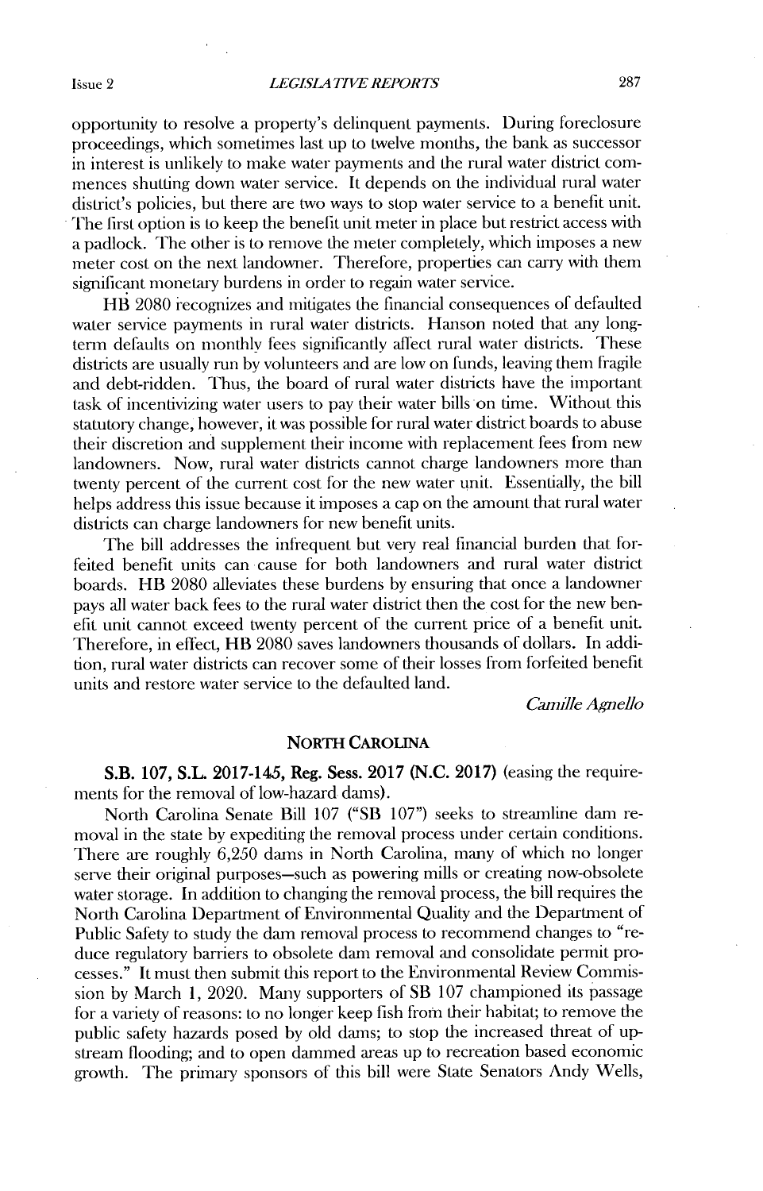opportunity to resolve a property's delinquent payments. During foreclosure proceedings, which sometimes last up to twelve months, the bank as successor in interest is unlikely to make water payments and the rural water district commences shutting down water service. It depends on the individual rural water district's policies, but there are two ways to stop water service to a benefit unit. The first option is to keep the benefit unit meter in place but restrict access with a padlock. The other is to remove the meter completely, which imposes a new meter cost on the next landowner. Therefore, properties can carry with them significant monetary burdens in order to regain water service.

HB 2080 recognizes and mitigates the financial consequences of defaulted water service payments in rural water districts. Hanson noted that any long-term defaults on monthly fees significantly affect rural water districts. These districts are usually run by volunteers and are low on funds, leaving them fragile and debt-ridden. Thus, the board of rural water districts have the important task of incentivizing water users to pay their water bills on time. Without this statutory change, however, it was possible for rural water district boards to abuse their discretion and supplement their income with replacement fees from new landowners. Now, rural water districts cannot charge landowners more than twenty percent of the current cost for the new water unit. Essentially, the bill helps address this issue because it imposes a cap on the amount that rural water districts can charge landowners for new benefit units.

The bill addresses the infrequent but very real financial burden that forfeited benefit units can cause for both landowners and rural water district boards. HB 2080 alleviates these burdens by ensuring that once a landowner pays all water back fees to the rural water district then the cost for the new benefit unit cannot exceed twenty percent of the current price of a benefit unit. Therefore, in effect, HB 2080 saves landowners thousands of dollars. In addition, rural water districts can recover some of their losses from forfeited benefit units and restore water service to the defaulted land.

*Camille Agnello*

## NORTH CAROLINA

**S.B. 107, S.L. 2017-145, Reg. Sess. 2017 (N.C. 2017)** (easing the requirements for the removal of low-hazard dams).

North Carolina Senate Bill 107 ("SB 107") seeks to streamline dam removal in the state by expediting the removal process under certain conditions. There are roughly 6,250 dams in North Carolina, many of which no longer serve their original purposes—such as powering mills or creating now-obsolete water storage. In addition to changing the removal process, the bill requires the North Carolina Department of Environmental Quality and the Department of Public Safety to study the dam removal process to recommend changes to "reduce regulatory barriers to obsolete dam removal and consolidate permit processes." It must then submit this report to the Environmental Review Commission by March 1, 2020. Many supporters of SB 107 championed its passage for a variety of reasons: to no longer keep fish from their habitat; to remove the public safety hazards posed by old dams; to stop the increased threat of upstream flooding; and to open dammed areas up to recreation based economic growth. The primary sponsors of this bill were State Senators Andy Wells,